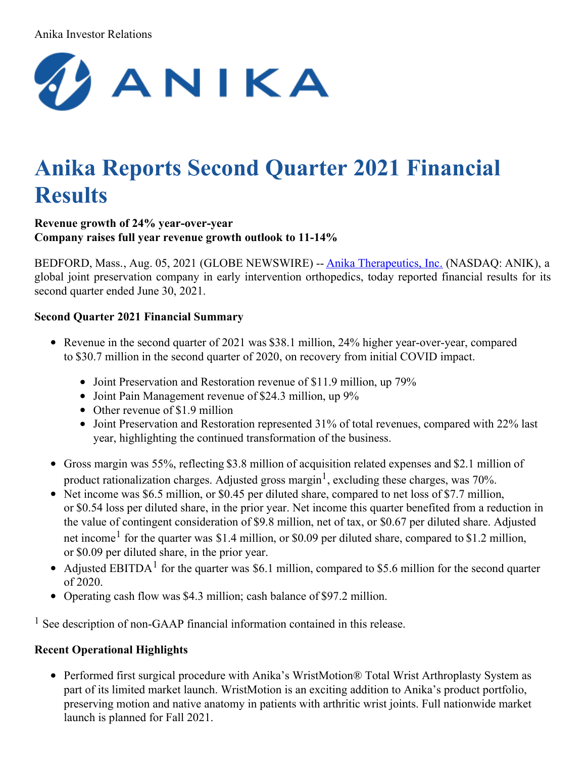Anika Investor Relations

# Anika Reports Second Quarter 2021 Financial Results

**Revenue growth of 24% year-over-year**
**Company raises full year revenue growth outlook to 11-14%**

BEDFORD, Mass., Aug. 05, 2021 (GLOBE NEWSWIRE) -- Anika Therapeutics, Inc. (NASDAQ: ANIK), a global joint preservation company in early intervention orthopedics, today reported financial results for its second quarter ended June 30, 2021.

**Second Quarter 2021 Financial Summary**

- Revenue in the second quarter of 2021 was $38.1 million, 24% higher year-over-year, compared to $30.7 million in the second quarter of 2020, on recovery from initial COVID impact.
  - Joint Preservation and Restoration revenue of $11.9 million, up 79%
  - Joint Pain Management revenue of $24.3 million, up 9%
  - Other revenue of $1.9 million
  - Joint Preservation and Restoration represented 31% of total revenues, compared with 22% last year, highlighting the continued transformation of the business.
- Gross margin was 55%, reflecting $3.8 million of acquisition related expenses and $2.1 million of product rationalization charges. Adjusted gross margin[1], excluding these charges, was 70%.
- Net income was $6.5 million, or $0.45 per diluted share, compared to net loss of $7.7 million, or $0.54 loss per diluted share, in the prior year. Net income this quarter benefited from a reduction in the value of contingent consideration of $9.8 million, net of tax, or $0.67 per diluted share. Adjusted net income[1] for the quarter was $1.4 million, or $0.09 per diluted share, compared to $1.2 million, or $0.09 per diluted share, in the prior year.
- Adjusted EBITDA[1] for the quarter was $6.1 million, compared to $5.6 million for the second quarter of 2020.
- Operating cash flow was $4.3 million; cash balance of $97.2 million.

[1] See description of non-GAAP financial information contained in this release.

**Recent Operational Highlights**

- Performed first surgical procedure with Anika's WristMotion® Total Wrist Arthroplasty System as part of its limited market launch. WristMotion is an exciting addition to Anika's product portfolio, preserving motion and native anatomy in patients with arthritic wrist joints. Full nationwide market launch is planned for Fall 2021.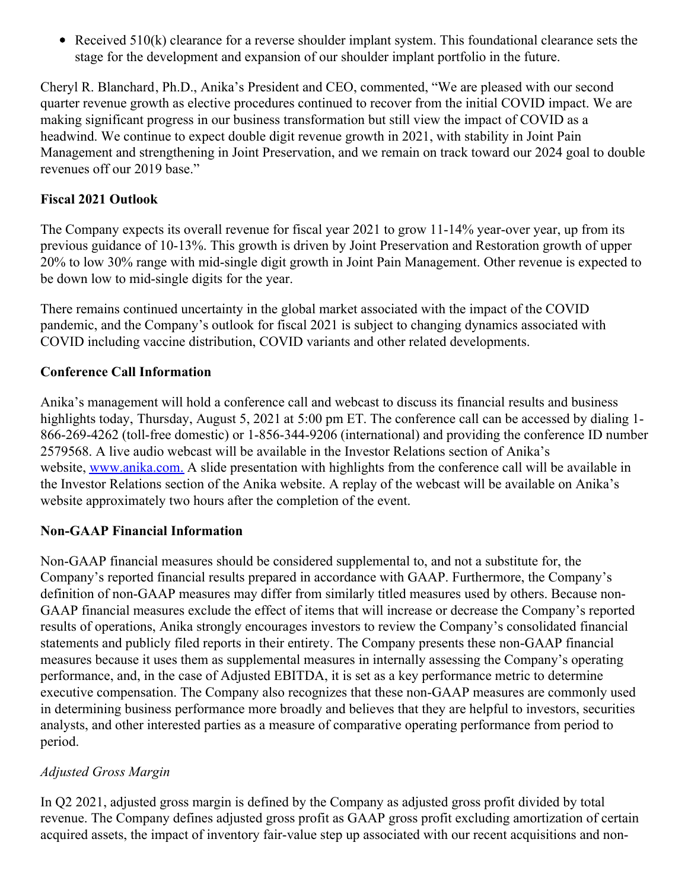- Received 510(k) clearance for a reverse shoulder implant system. This foundational clearance sets the stage for the development and expansion of our shoulder implant portfolio in the future.

Cheryl R. Blanchard, Ph.D., Anika's President and CEO, commented, "We are pleased with our second quarter revenue growth as elective procedures continued to recover from the initial COVID impact. We are making significant progress in our business transformation but still view the impact of COVID as a headwind. We continue to expect double digit revenue growth in 2021, with stability in Joint Pain Management and strengthening in Joint Preservation, and we remain on track toward our 2024 goal to double revenues off our 2019 base."

**Fiscal 2021 Outlook**

The Company expects its overall revenue for fiscal year 2021 to grow 11-14% year-over year, up from its previous guidance of 10-13%. This growth is driven by Joint Preservation and Restoration growth of upper 20% to low 30% range with mid-single digit growth in Joint Pain Management. Other revenue is expected to be down low to mid-single digits for the year.

There remains continued uncertainty in the global market associated with the impact of the COVID pandemic, and the Company's outlook for fiscal 2021 is subject to changing dynamics associated with COVID including vaccine distribution, COVID variants and other related developments.

**Conference Call Information**

Anika's management will hold a conference call and webcast to discuss its financial results and business highlights today, Thursday, August 5, 2021 at 5:00 pm ET. The conference call can be accessed by dialing 1-866-269-4262 (toll-free domestic) or 1-856-344-9206 (international) and providing the conference ID number 2579568. A live audio webcast will be available in the Investor Relations section of Anika's website, www.anika.com. A slide presentation with highlights from the conference call will be available in the Investor Relations section of the Anika website. A replay of the webcast will be available on Anika's website approximately two hours after the completion of the event.

**Non-GAAP Financial Information**

Non-GAAP financial measures should be considered supplemental to, and not a substitute for, the Company's reported financial results prepared in accordance with GAAP. Furthermore, the Company's definition of non-GAAP measures may differ from similarly titled measures used by others. Because non-GAAP financial measures exclude the effect of items that will increase or decrease the Company's reported results of operations, Anika strongly encourages investors to review the Company's consolidated financial statements and publicly filed reports in their entirety. The Company presents these non-GAAP financial measures because it uses them as supplemental measures in internally assessing the Company's operating performance, and, in the case of Adjusted EBITDA, it is set as a key performance metric to determine executive compensation. The Company also recognizes that these non-GAAP measures are commonly used in determining business performance more broadly and believes that they are helpful to investors, securities analysts, and other interested parties as a measure of comparative operating performance from period to period.

*Adjusted Gross Margin*

In Q2 2021, adjusted gross margin is defined by the Company as adjusted gross profit divided by total revenue. The Company defines adjusted gross profit as GAAP gross profit excluding amortization of certain acquired assets, the impact of inventory fair-value step up associated with our recent acquisitions and non-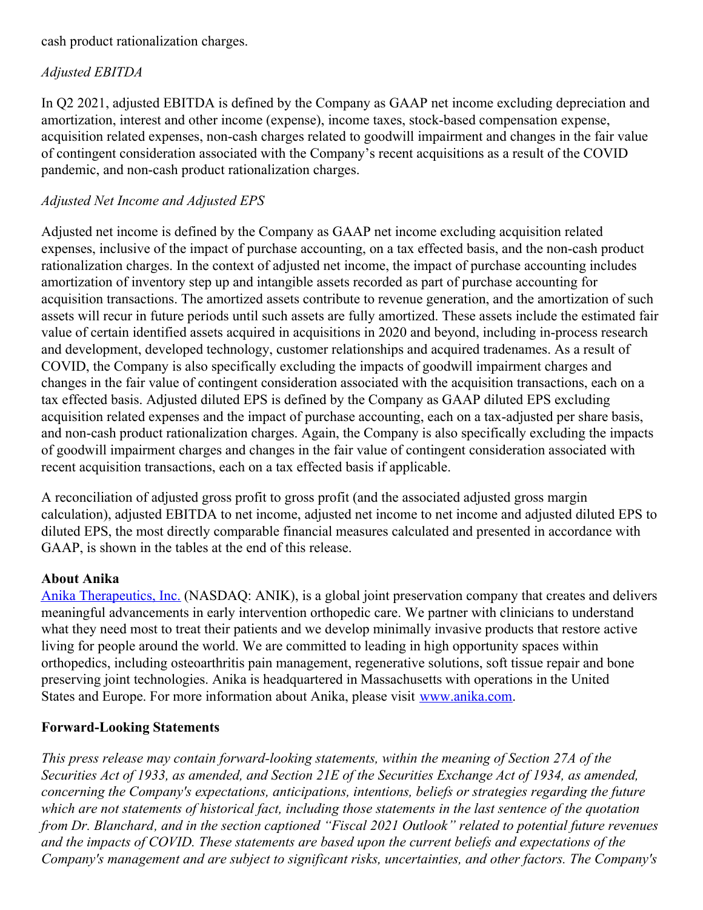cash product rationalization charges.

*Adjusted EBITDA*

In Q2 2021, adjusted EBITDA is defined by the Company as GAAP net income excluding depreciation and amortization, interest and other income (expense), income taxes, stock-based compensation expense, acquisition related expenses, non-cash charges related to goodwill impairment and changes in the fair value of contingent consideration associated with the Company's recent acquisitions as a result of the COVID pandemic, and non-cash product rationalization charges.

*Adjusted Net Income and Adjusted EPS*

Adjusted net income is defined by the Company as GAAP net income excluding acquisition related expenses, inclusive of the impact of purchase accounting, on a tax effected basis, and the non-cash product rationalization charges. In the context of adjusted net income, the impact of purchase accounting includes amortization of inventory step up and intangible assets recorded as part of purchase accounting for acquisition transactions. The amortized assets contribute to revenue generation, and the amortization of such assets will recur in future periods until such assets are fully amortized. These assets include the estimated fair value of certain identified assets acquired in acquisitions in 2020 and beyond, including in-process research and development, developed technology, customer relationships and acquired tradenames. As a result of COVID, the Company is also specifically excluding the impacts of goodwill impairment charges and changes in the fair value of contingent consideration associated with the acquisition transactions, each on a tax effected basis. Adjusted diluted EPS is defined by the Company as GAAP diluted EPS excluding acquisition related expenses and the impact of purchase accounting, each on a tax-adjusted per share basis, and non-cash product rationalization charges. Again, the Company is also specifically excluding the impacts of goodwill impairment charges and changes in the fair value of contingent consideration associated with recent acquisition transactions, each on a tax effected basis if applicable.

A reconciliation of adjusted gross profit to gross profit (and the associated adjusted gross margin calculation), adjusted EBITDA to net income, adjusted net income to net income and adjusted diluted EPS to diluted EPS, the most directly comparable financial measures calculated and presented in accordance with GAAP, is shown in the tables at the end of this release.

**About Anika**

Anika Therapeutics, Inc. (NASDAQ: ANIK), is a global joint preservation company that creates and delivers meaningful advancements in early intervention orthopedic care. We partner with clinicians to understand what they need most to treat their patients and we develop minimally invasive products that restore active living for people around the world. We are committed to leading in high opportunity spaces within orthopedics, including osteoarthritis pain management, regenerative solutions, soft tissue repair and bone preserving joint technologies. Anika is headquartered in Massachusetts with operations in the United States and Europe. For more information about Anika, please visit www.anika.com.

**Forward-Looking Statements**

*This press release may contain forward-looking statements, within the meaning of Section 27A of the Securities Act of 1933, as amended, and Section 21E of the Securities Exchange Act of 1934, as amended, concerning the Company's expectations, anticipations, intentions, beliefs or strategies regarding the future which are not statements of historical fact, including those statements in the last sentence of the quotation from Dr. Blanchard, and in the section captioned "Fiscal 2021 Outlook" related to potential future revenues and the impacts of COVID. These statements are based upon the current beliefs and expectations of the Company's management and are subject to significant risks, uncertainties, and other factors. The Company's*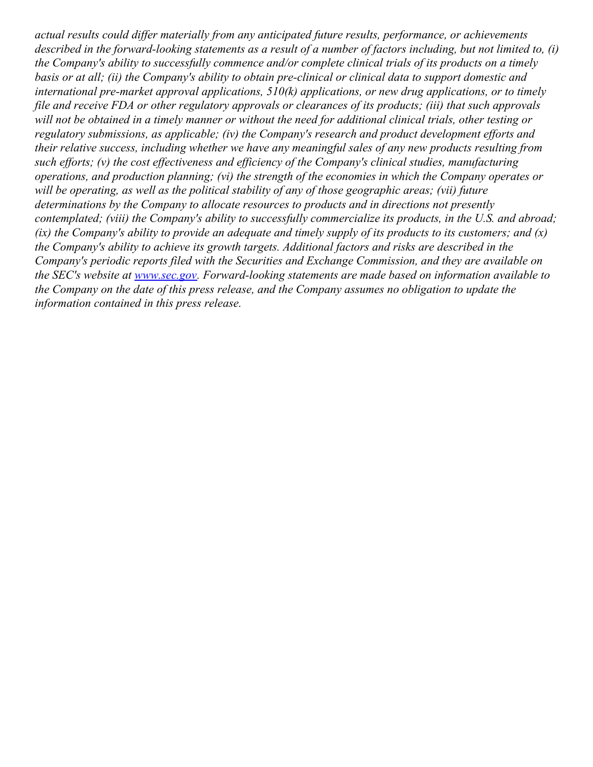*actual results could differ materially from any anticipated future results, performance, or achievements described in the forward-looking statements as a result of a number of factors including, but not limited to, (i) the Company's ability to successfully commence and/or complete clinical trials of its products on a timely basis or at all; (ii) the Company's ability to obtain pre-clinical or clinical data to support domestic and international pre-market approval applications, 510(k) applications, or new drug applications, or to timely file and receive FDA or other regulatory approvals or clearances of its products; (iii) that such approvals will not be obtained in a timely manner or without the need for additional clinical trials, other testing or regulatory submissions, as applicable; (iv) the Company's research and product development efforts and their relative success, including whether we have any meaningful sales of any new products resulting from such efforts; (v) the cost effectiveness and efficiency of the Company's clinical studies, manufacturing operations, and production planning; (vi) the strength of the economies in which the Company operates or will be operating, as well as the political stability of any of those geographic areas; (vii) future determinations by the Company to allocate resources to products and in directions not presently contemplated; (viii) the Company's ability to successfully commercialize its products, in the U.S. and abroad; (ix) the Company's ability to provide an adequate and timely supply of its products to its customers; and (x) the Company's ability to achieve its growth targets. Additional factors and risks are described in the Company's periodic reports filed with the Securities and Exchange Commission, and they are available on the SEC's website at [www.sec.gov](http://www.sec.gov). Forward-looking statements are made based on information available to the Company on the date of this press release, and the Company assumes no obligation to update the information contained in this press release.*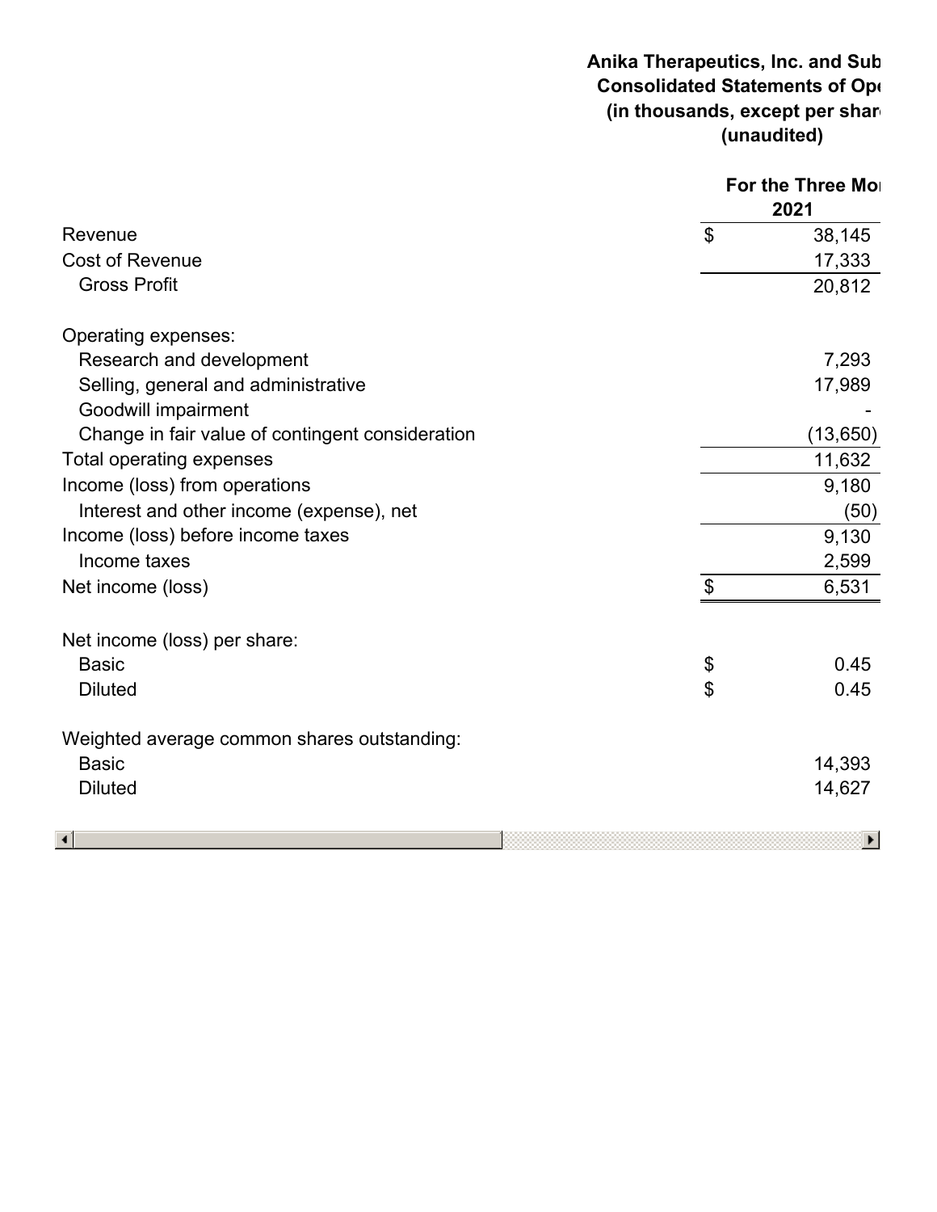**Anika Therapeutics, Inc. and Sub**
**Consolidated Statements of Op**
**(in thousands, except per shar**
**(unaudited)**

| | For the Three Mo |
|---|---|
| | 2021 |
| Revenue | $ 38,145 |
| Cost of Revenue | 17,333 |
| Gross Profit | 20,812 |
| | |
| Operating expenses: | |
| Research and development | 7,293 |
| Selling, general and administrative | 17,989 |
| Goodwill impairment | - |
| Change in fair value of contingent consideration | (13,650) |
| Total operating expenses | 11,632 |
| Income (loss) from operations | 9,180 |
| Interest and other income (expense), net | (50) |
| Income (loss) before income taxes | 9,130 |
| Income taxes | 2,599 |
| Net income (loss) | $ 6,531 |
| | |
| Net income (loss) per share: | |
| Basic | $ 0.45 |
| Diluted | $ 0.45 |
| | |
| Weighted average common shares outstanding: | |
| Basic | 14,393 |
| Diluted | 14,627 |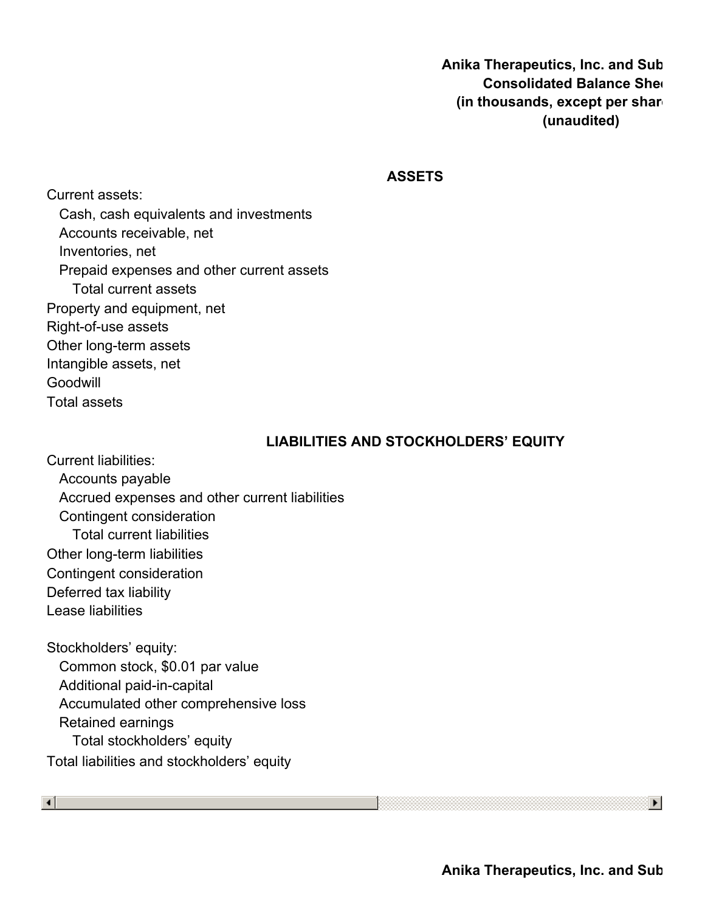**Anika Therapeutics, Inc. and Sub**
**Consolidated Balance Shee**
**(in thousands, except per shar**
**(unaudited)**

**ASSETS**

Current assets:
- Cash, cash equivalents and investments
- Accounts receivable, net
- Inventories, net
- Prepaid expenses and other current assets
  - Total current assets

Property and equipment, net
Right-of-use assets
Other long-term assets
Intangible assets, net
Goodwill
Total assets

**LIABILITIES AND STOCKHOLDERS' EQUITY**

Current liabilities:
- Accounts payable
- Accrued expenses and other current liabilities
- Contingent consideration
  - Total current liabilities

Other long-term liabilities
Contingent consideration
Deferred tax liability
Lease liabilities

Stockholders' equity:
- Common stock, $0.01 par value
- Additional paid-in-capital
- Accumulated other comprehensive loss
- Retained earnings
  - Total stockholders' equity

Total liabilities and stockholders' equity

**Anika Therapeutics, Inc. and Sub**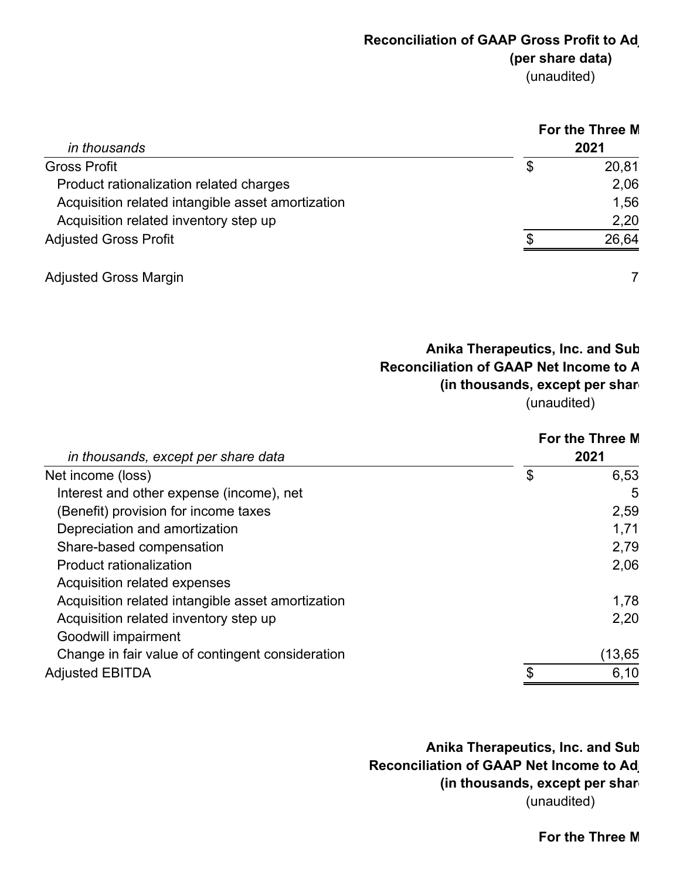**Reconciliation of GAAP Gross Profit to Ad**

**(per share data)**

(unaudited)

| *in thousands* | | For the Three M 2021 |
|---|---|---|
| Gross Profit | $ | 20,81 |
| Product rationalization related charges | | 2,06 |
| Acquisition related intangible asset amortization | | 1,56 |
| Acquisition related inventory step up | | 2,20 |
| Adjusted Gross Profit | $ | 26,64 |
| | | |
| Adjusted Gross Margin | | 7 |

**Anika Therapeutics, Inc. and Sub**

**Reconciliation of GAAP Net Income to A**

**(in thousands, except per shar**

(unaudited)

| *in thousands, except per share data* | | For the Three M 2021 |
|---|---|---|
| Net income (loss) | $ | 6,53 |
| Interest and other expense (income), net | | 5 |
| (Benefit) provision for income taxes | | 2,59 |
| Depreciation and amortization | | 1,71 |
| Share-based compensation | | 2,79 |
| Product rationalization | | 2,06 |
| Acquisition related expenses | | |
| Acquisition related intangible asset amortization | | 1,78 |
| Acquisition related inventory step up | | 2,20 |
| Goodwill impairment | | |
| Change in fair value of contingent consideration | | (13,65 |
| Adjusted EBITDA | $ | 6,10 |

**Anika Therapeutics, Inc. and Sub**

**Reconciliation of GAAP Net Income to Ad**

**(in thousands, except per shar**

(unaudited)

**For the Three M**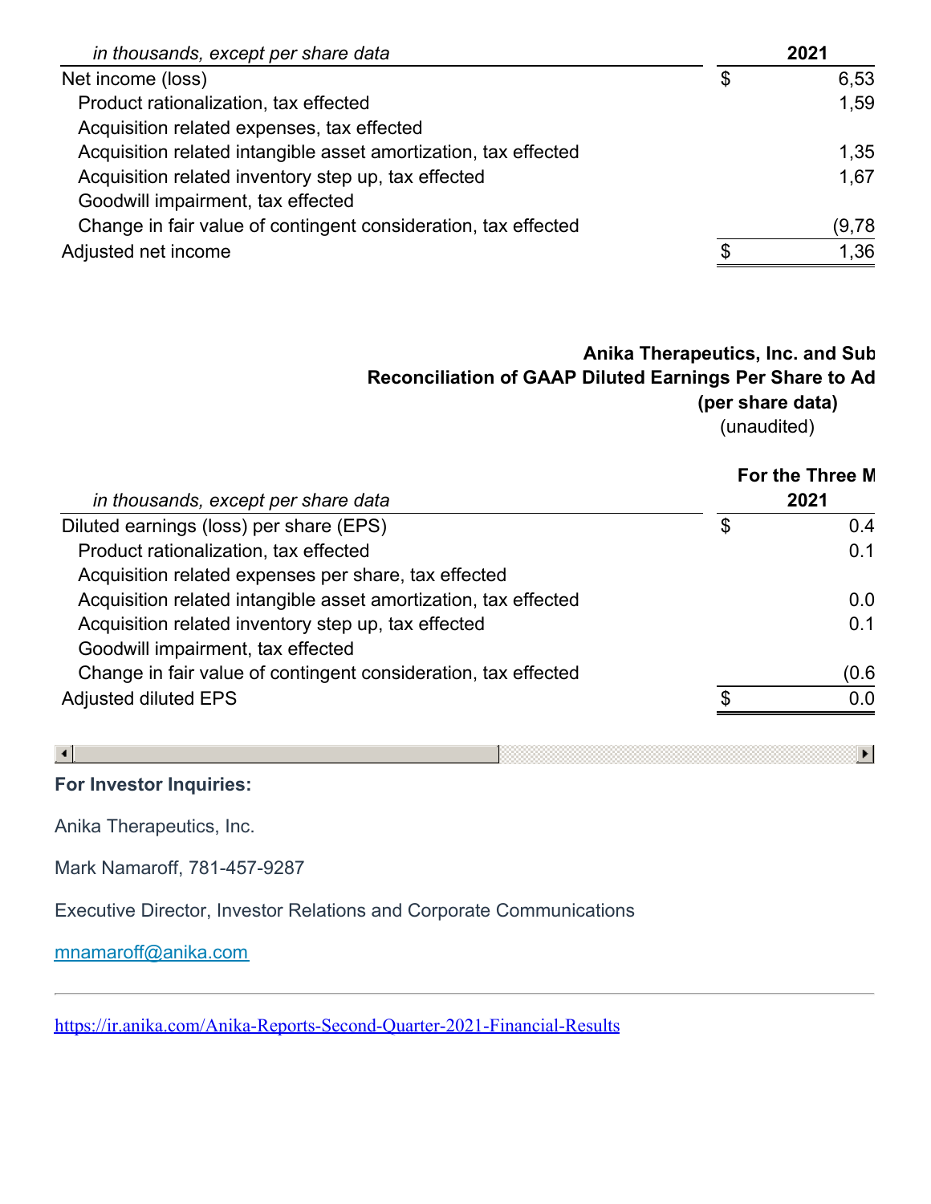| *in thousands, except per share data* | | 2021 |
|---|---|---|
| Net income (loss) | $ | 6,53 |
| Product rationalization, tax effected | | 1,59 |
| Acquisition related expenses, tax effected | | |
| Acquisition related intangible asset amortization, tax effected | | 1,35 |
| Acquisition related inventory step up, tax effected | | 1,67 |
| Goodwill impairment, tax effected | | |
| Change in fair value of contingent consideration, tax effected | | (9,78 |
| Adjusted net income | $ | 1,36 |

**Anika Therapeutics, Inc. and Sub**
**Reconciliation of GAAP Diluted Earnings Per Share to Ad**
**(per share data)**
(unaudited)

| | For the Three M | |
|---|---|---|
| *in thousands, except per share data* | | 2021 |
| Diluted earnings (loss) per share (EPS) | $ | 0.4 |
| Product rationalization, tax effected | | 0.1 |
| Acquisition related expenses per share, tax effected | | |
| Acquisition related intangible asset amortization, tax effected | | 0.0 |
| Acquisition related inventory step up, tax effected | | 0.1 |
| Goodwill impairment, tax effected | | |
| Change in fair value of contingent consideration, tax effected | | (0.6 |
| Adjusted diluted EPS | $ | 0.0 |

**For Investor Inquiries:**

Anika Therapeutics, Inc.

Mark Namaroff, 781-457-9287

Executive Director, Investor Relations and Corporate Communications

mnamaroff@anika.com

https://ir.anika.com/Anika-Reports-Second-Quarter-2021-Financial-Results